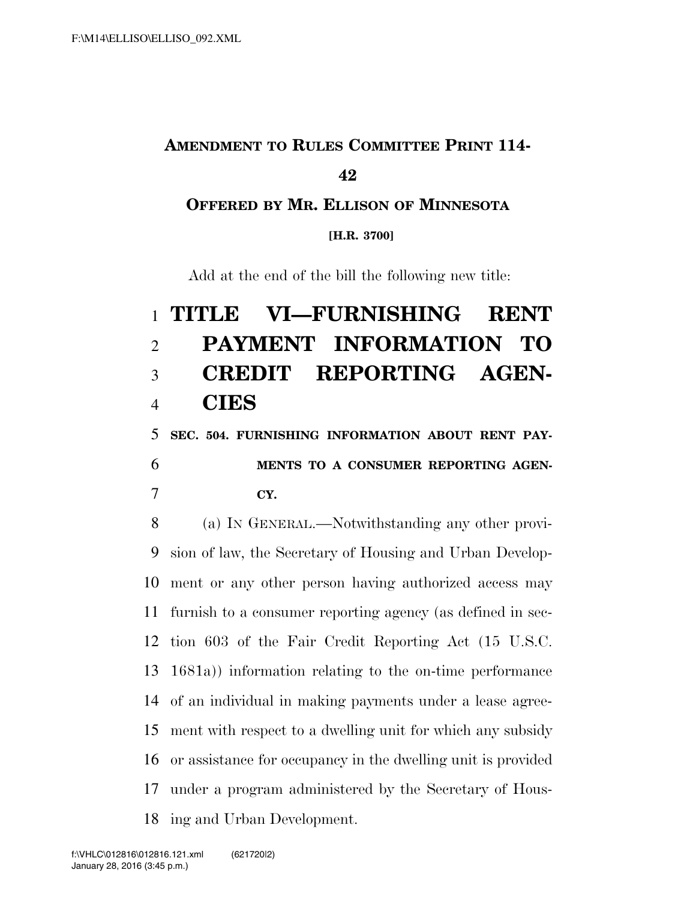**AMENDMENT TO RULES COMMITTEE PRINT 114-42**

**OFFERED BY MR. ELLISON OF MINNESOTA**

**[H.R. 3700]**

Add at the end of the bill the following new title:

# TITLE VI—FURNISHING RENT PAYMENT INFORMATION TO CREDIT REPORTING AGENCIES

**SEC. 504. FURNISHING INFORMATION ABOUT RENT PAYMENTS TO A CONSUMER REPORTING AGENCY.**

(a) IN GENERAL.—Notwithstanding any other provision of law, the Secretary of Housing and Urban Development or any other person having authorized access may furnish to a consumer reporting agency (as defined in section 603 of the Fair Credit Reporting Act (15 U.S.C. 1681a)) information relating to the on-time performance of an individual in making payments under a lease agreement with respect to a dwelling unit for which any subsidy or assistance for occupancy in the dwelling unit is provided under a program administered by the Secretary of Housing and Urban Development.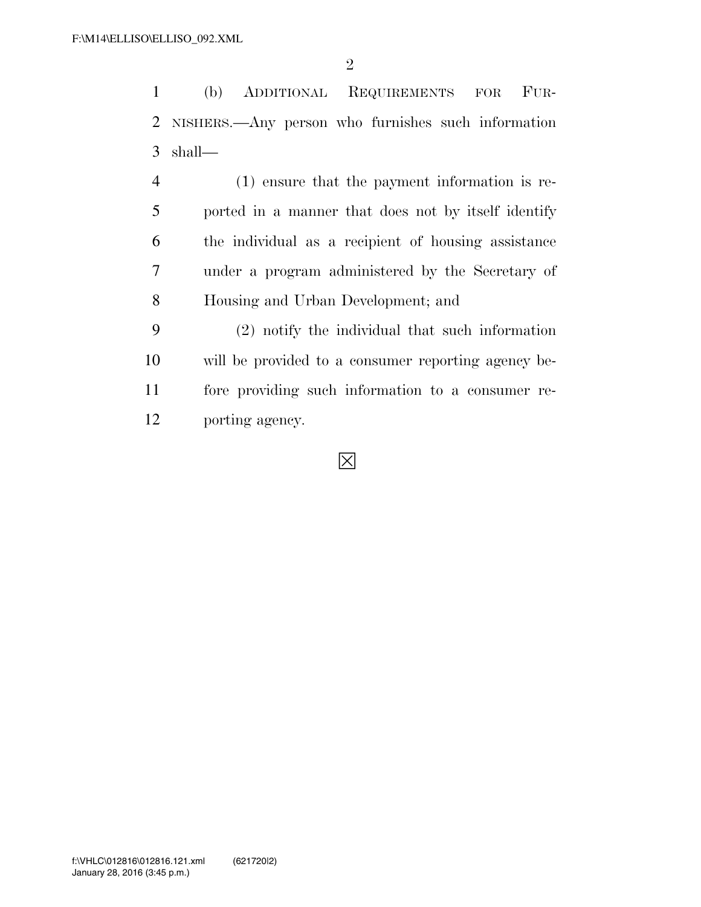(b) ADDITIONAL REQUIREMENTS FOR FURNISHERS.—Any person who furnishes such information shall—

(1) ensure that the payment information is reported in a manner that does not by itself identify the individual as a recipient of housing assistance under a program administered by the Secretary of Housing and Urban Development; and

(2) notify the individual that such information will be provided to a consumer reporting agency before providing such information to a consumer reporting agency.